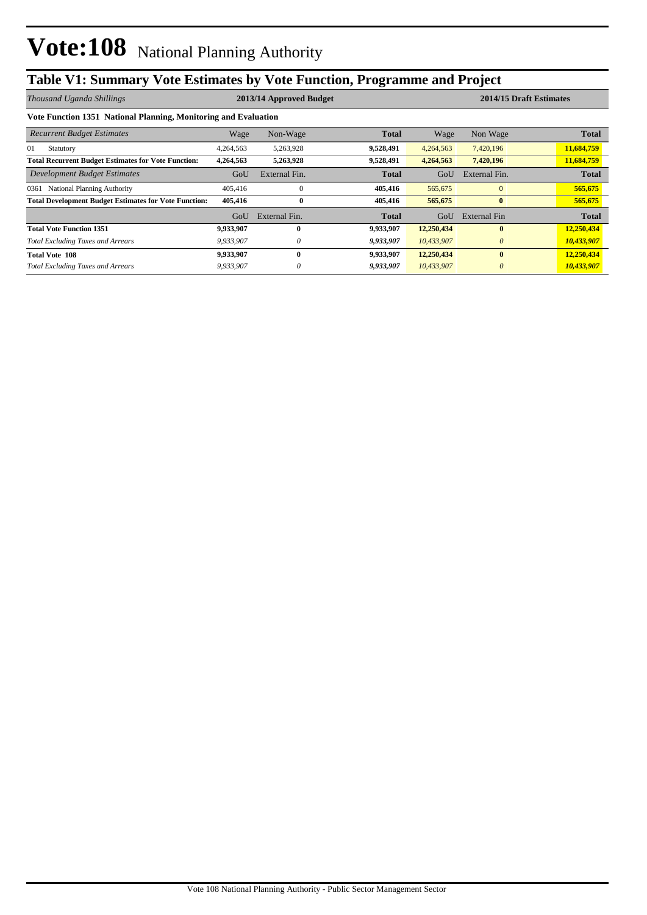# Vote:108 National Planning Authority

## Table V1: Summary Vote Estimates by Vote Function, Programme and Project

| *Thousand Uganda Shillings* | 2013/14 Approved Budget | | | 2014/15 Draft Estimates | | |
|---|---|---|---|---|---|---|
| **Vote Function 1351 National Planning, Monitoring and Evaluation** | | | | | | |
| *Recurrent Budget Estimates* | Wage | Non-Wage | **Total** | Wage | Non Wage | **Total** |
| 01 Statutory | 4,264,563 | 5,263,928 | **9,528,491** | 4,264,563 | 7,420,196 | **11,684,759** |
| **Total Recurrent Budget Estimates for Vote Function:** | **4,264,563** | **5,263,928** | **9,528,491** | **4,264,563** | **7,420,196** | **11,684,759** |
| *Development Budget Estimates* | GoU | External Fin. | **Total** | GoU | External Fin. | **Total** |
| 0361 National Planning Authority | 405,416 | 0 | **405,416** | 565,675 | 0 | **565,675** |
| **Total Development Budget Estimates for Vote Function:** | **405,416** | **0** | **405,416** | **565,675** | **0** | **565,675** |
| | GoU | External Fin. | **Total** | GoU | External Fin | **Total** |
| **Total Vote Function 1351** | **9,933,907** | **0** | **9,933,907** | **12,250,434** | **0** | **12,250,434** |
| *Total Excluding Taxes and Arrears* | *9,933,907* | *0* | ***9,933,907*** | *10,433,907* | *0* | ***10,433,907*** |
| **Total Vote 108** | **9,933,907** | **0** | **9,933,907** | **12,250,434** | **0** | **12,250,434** |
| *Total Excluding Taxes and Arrears* | *9,933,907* | *0* | ***9,933,907*** | *10,433,907* | *0* | ***10,433,907*** |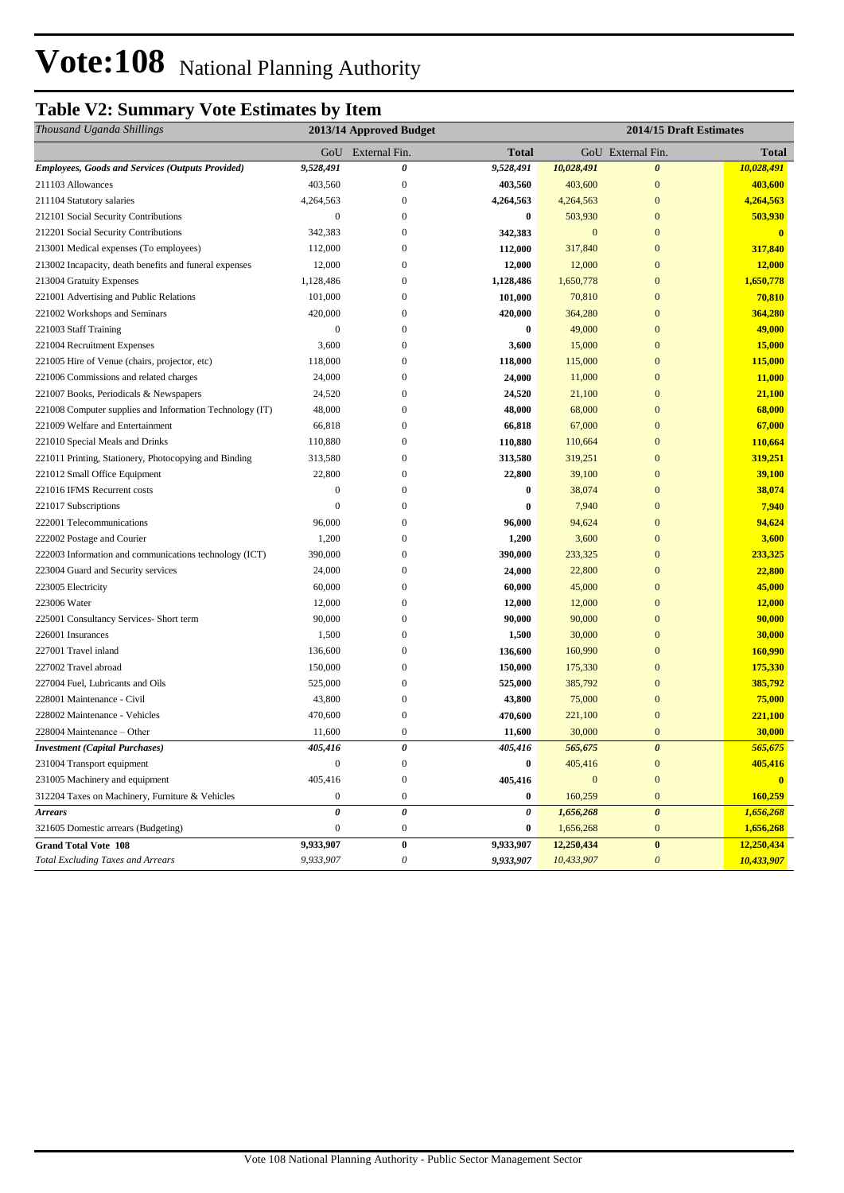# Vote:108 National Planning Authority

## Table V2: Summary Vote Estimates by Item

| *Thousand Uganda Shillings* | 2013/14 Approved Budget | | | 2014/15 Draft Estimates | | |
|---|---|---|---|---|---|---|
| | GoU | External Fin. | **Total** | GoU | External Fin. | **Total** |
| ***Employees, Goods and Services (Outputs Provided)*** | ***9,528,491*** | ***0*** | ***9,528,491*** | ***10,028,491*** | ***0*** | ***10,028,491*** |
| 211103 Allowances | 403,560 | 0 | **403,560** | 403,600 | 0 | **403,600** |
| 211104 Statutory salaries | 4,264,563 | 0 | **4,264,563** | 4,264,563 | 0 | **4,264,563** |
| 212101 Social Security Contributions | 0 | 0 | **0** | 503,930 | 0 | **503,930** |
| 212201 Social Security Contributions | 342,383 | 0 | **342,383** | 0 | 0 | **0** |
| 213001 Medical expenses (To employees) | 112,000 | 0 | **112,000** | 317,840 | 0 | **317,840** |
| 213002 Incapacity, death benefits and funeral expenses | 12,000 | 0 | **12,000** | 12,000 | 0 | **12,000** |
| 213004 Gratuity Expenses | 1,128,486 | 0 | **1,128,486** | 1,650,778 | 0 | **1,650,778** |
| 221001 Advertising and Public Relations | 101,000 | 0 | **101,000** | 70,810 | 0 | **70,810** |
| 221002 Workshops and Seminars | 420,000 | 0 | **420,000** | 364,280 | 0 | **364,280** |
| 221003 Staff Training | 0 | 0 | **0** | 49,000 | 0 | **49,000** |
| 221004 Recruitment Expenses | 3,600 | 0 | **3,600** | 15,000 | 0 | **15,000** |
| 221005 Hire of Venue (chairs, projector, etc) | 118,000 | 0 | **118,000** | 115,000 | 0 | **115,000** |
| 221006 Commissions and related charges | 24,000 | 0 | **24,000** | 11,000 | 0 | **11,000** |
| 221007 Books, Periodicals & Newspapers | 24,520 | 0 | **24,520** | 21,100 | 0 | **21,100** |
| 221008 Computer supplies and Information Technology (IT) | 48,000 | 0 | **48,000** | 68,000 | 0 | **68,000** |
| 221009 Welfare and Entertainment | 66,818 | 0 | **66,818** | 67,000 | 0 | **67,000** |
| 221010 Special Meals and Drinks | 110,880 | 0 | **110,880** | 110,664 | 0 | **110,664** |
| 221011 Printing, Stationery, Photocopying and Binding | 313,580 | 0 | **313,580** | 319,251 | 0 | **319,251** |
| 221012 Small Office Equipment | 22,800 | 0 | **22,800** | 39,100 | 0 | **39,100** |
| 221016 IFMS Recurrent costs | 0 | 0 | **0** | 38,074 | 0 | **38,074** |
| 221017 Subscriptions | 0 | 0 | **0** | 7,940 | 0 | **7,940** |
| 222001 Telecommunications | 96,000 | 0 | **96,000** | 94,624 | 0 | **94,624** |
| 222002 Postage and Courier | 1,200 | 0 | **1,200** | 3,600 | 0 | **3,600** |
| 222003 Information and communications technology (ICT) | 390,000 | 0 | **390,000** | 233,325 | 0 | **233,325** |
| 223004 Guard and Security services | 24,000 | 0 | **24,000** | 22,800 | 0 | **22,800** |
| 223005 Electricity | 60,000 | 0 | **60,000** | 45,000 | 0 | **45,000** |
| 223006 Water | 12,000 | 0 | **12,000** | 12,000 | 0 | **12,000** |
| 225001 Consultancy Services- Short term | 90,000 | 0 | **90,000** | 90,000 | 0 | **90,000** |
| 226001 Insurances | 1,500 | 0 | **1,500** | 30,000 | 0 | **30,000** |
| 227001 Travel inland | 136,600 | 0 | **136,600** | 160,990 | 0 | **160,990** |
| 227002 Travel abroad | 150,000 | 0 | **150,000** | 175,330 | 0 | **175,330** |
| 227004 Fuel, Lubricants and Oils | 525,000 | 0 | **525,000** | 385,792 | 0 | **385,792** |
| 228001 Maintenance - Civil | 43,800 | 0 | **43,800** | 75,000 | 0 | **75,000** |
| 228002 Maintenance - Vehicles | 470,600 | 0 | **470,600** | 221,100 | 0 | **221,100** |
| 228004 Maintenance – Other | 11,600 | 0 | **11,600** | 30,000 | 0 | **30,000** |
| ***Investment (Capital Purchases)*** | ***405,416*** | ***0*** | ***405,416*** | ***565,675*** | ***0*** | ***565,675*** |
| 231004 Transport equipment | 0 | 0 | **0** | 405,416 | 0 | **405,416** |
| 231005 Machinery and equipment | 405,416 | 0 | **405,416** | 0 | 0 | **0** |
| 312204 Taxes on Machinery, Furniture & Vehicles | 0 | 0 | **0** | 160,259 | 0 | **160,259** |
| ***Arrears*** | ***0*** | ***0*** | ***0*** | ***1,656,268*** | ***0*** | ***1,656,268*** |
| 321605 Domestic arrears (Budgeting) | 0 | 0 | **0** | 1,656,268 | 0 | **1,656,268** |
| **Grand Total Vote 108** | **9,933,907** | **0** | **9,933,907** | **12,250,434** | **0** | **12,250,434** |
| *Total Excluding Taxes and Arrears* | *9,933,907* | *0* | *9,933,907* | *10,433,907* | *0* | *10,433,907* |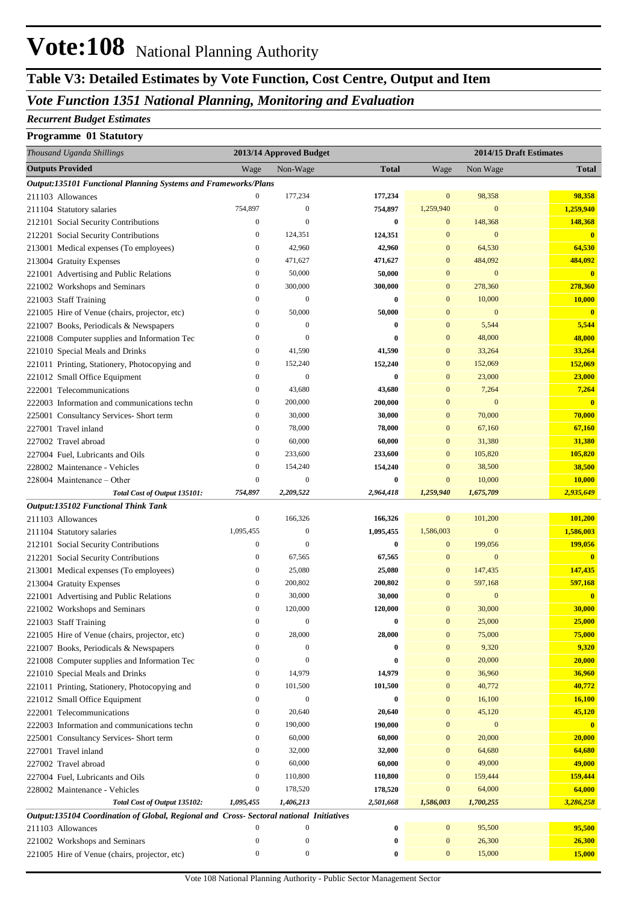# Vote:108 National Planning Authority

## Table V3: Detailed Estimates by Vote Function, Cost Centre, Output and Item

### *Vote Function 1351 National Planning, Monitoring and Evaluation*

***Recurrent Budget Estimates***

**Programme 01 Statutory**

| *Thousand Uganda Shillings* | 2013/14 Approved Budget | | | 2014/15 Draft Estimates | | |
|---|---|---|---|---|---|---|
| **Outputs Provided** | Wage | Non-Wage | **Total** | Wage | Non Wage | **Total** |
| ***Output:135101 Functional Planning Systems and Frameworks/Plans*** | | | | | | |
| 211103 Allowances | 0 | 177,234 | **177,234** | 0 | 98,358 | **98,358** |
| 211104 Statutory salaries | 754,897 | 0 | **754,897** | 1,259,940 | 0 | **1,259,940** |
| 212101 Social Security Contributions | 0 | 0 | **0** | 0 | 148,368 | **148,368** |
| 212201 Social Security Contributions | 0 | 124,351 | **124,351** | 0 | 0 | **0** |
| 213001 Medical expenses (To employees) | 0 | 42,960 | **42,960** | 0 | 64,530 | **64,530** |
| 213004 Gratuity Expenses | 0 | 471,627 | **471,627** | 0 | 484,092 | **484,092** |
| 221001 Advertising and Public Relations | 0 | 50,000 | **50,000** | 0 | 0 | **0** |
| 221002 Workshops and Seminars | 0 | 300,000 | **300,000** | 0 | 278,360 | **278,360** |
| 221003 Staff Training | 0 | 0 | **0** | 0 | 10,000 | **10,000** |
| 221005 Hire of Venue (chairs, projector, etc) | 0 | 50,000 | **50,000** | 0 | 0 | **0** |
| 221007 Books, Periodicals & Newspapers | 0 | 0 | **0** | 0 | 5,544 | **5,544** |
| 221008 Computer supplies and Information Tec | 0 | 0 | **0** | 0 | 48,000 | **48,000** |
| 221010 Special Meals and Drinks | 0 | 41,590 | **41,590** | 0 | 33,264 | **33,264** |
| 221011 Printing, Stationery, Photocopying and | 0 | 152,240 | **152,240** | 0 | 152,069 | **152,069** |
| 221012 Small Office Equipment | 0 | 0 | **0** | 0 | 23,000 | **23,000** |
| 222001 Telecommunications | 0 | 43,680 | **43,680** | 0 | 7,264 | **7,264** |
| 222003 Information and communications techn | 0 | 200,000 | **200,000** | 0 | 0 | **0** |
| 225001 Consultancy Services- Short term | 0 | 30,000 | **30,000** | 0 | 70,000 | **70,000** |
| 227001 Travel inland | 0 | 78,000 | **78,000** | 0 | 67,160 | **67,160** |
| 227002 Travel abroad | 0 | 60,000 | **60,000** | 0 | 31,380 | **31,380** |
| 227004 Fuel, Lubricants and Oils | 0 | 233,600 | **233,600** | 0 | 105,820 | **105,820** |
| 228002 Maintenance - Vehicles | 0 | 154,240 | **154,240** | 0 | 38,500 | **38,500** |
| 228004 Maintenance – Other | 0 | 0 | **0** | 0 | 10,000 | **10,000** |
| ***Total Cost of Output 135101:*** | ***754,897*** | ***2,209,522*** | ***2,964,418*** | ***1,259,940*** | ***1,675,709*** | ***2,935,649*** |
| ***Output:135102 Functional Think Tank*** | | | | | | |
| 211103 Allowances | 0 | 166,326 | **166,326** | 0 | 101,200 | **101,200** |
| 211104 Statutory salaries | 1,095,455 | 0 | **1,095,455** | 1,586,003 | 0 | **1,586,003** |
| 212101 Social Security Contributions | 0 | 0 | **0** | 0 | 199,056 | **199,056** |
| 212201 Social Security Contributions | 0 | 67,565 | **67,565** | 0 | 0 | **0** |
| 213001 Medical expenses (To employees) | 0 | 25,080 | **25,080** | 0 | 147,435 | **147,435** |
| 213004 Gratuity Expenses | 0 | 200,802 | **200,802** | 0 | 597,168 | **597,168** |
| 221001 Advertising and Public Relations | 0 | 30,000 | **30,000** | 0 | 0 | **0** |
| 221002 Workshops and Seminars | 0 | 120,000 | **120,000** | 0 | 30,000 | **30,000** |
| 221003 Staff Training | 0 | 0 | **0** | 0 | 25,000 | **25,000** |
| 221005 Hire of Venue (chairs, projector, etc) | 0 | 28,000 | **28,000** | 0 | 75,000 | **75,000** |
| 221007 Books, Periodicals & Newspapers | 0 | 0 | **0** | 0 | 9,320 | **9,320** |
| 221008 Computer supplies and Information Tec | 0 | 0 | **0** | 0 | 20,000 | **20,000** |
| 221010 Special Meals and Drinks | 0 | 14,979 | **14,979** | 0 | 36,960 | **36,960** |
| 221011 Printing, Stationery, Photocopying and | 0 | 101,500 | **101,500** | 0 | 40,772 | **40,772** |
| 221012 Small Office Equipment | 0 | 0 | **0** | 0 | 16,100 | **16,100** |
| 222001 Telecommunications | 0 | 20,640 | **20,640** | 0 | 45,120 | **45,120** |
| 222003 Information and communications techn | 0 | 190,000 | **190,000** | 0 | 0 | **0** |
| 225001 Consultancy Services- Short term | 0 | 60,000 | **60,000** | 0 | 20,000 | **20,000** |
| 227001 Travel inland | 0 | 32,000 | **32,000** | 0 | 64,680 | **64,680** |
| 227002 Travel abroad | 0 | 60,000 | **60,000** | 0 | 49,000 | **49,000** |
| 227004 Fuel, Lubricants and Oils | 0 | 110,800 | **110,800** | 0 | 159,444 | **159,444** |
| 228002 Maintenance - Vehicles | 0 | 178,520 | **178,520** | 0 | 64,000 | **64,000** |
| ***Total Cost of Output 135102:*** | ***1,095,455*** | ***1,406,213*** | ***2,501,668*** | ***1,586,003*** | ***1,700,255*** | ***3,286,258*** |
| ***Output:135104 Coordination of Global, Regional and Cross- Sectoral national Initiatives*** | | | | | | |
| 211103 Allowances | 0 | 0 | **0** | 0 | 95,500 | **95,500** |
| 221002 Workshops and Seminars | 0 | 0 | **0** | 0 | 26,300 | **26,300** |
| 221005 Hire of Venue (chairs, projector, etc) | 0 | 0 | **0** | 0 | 15,000 | **15,000** |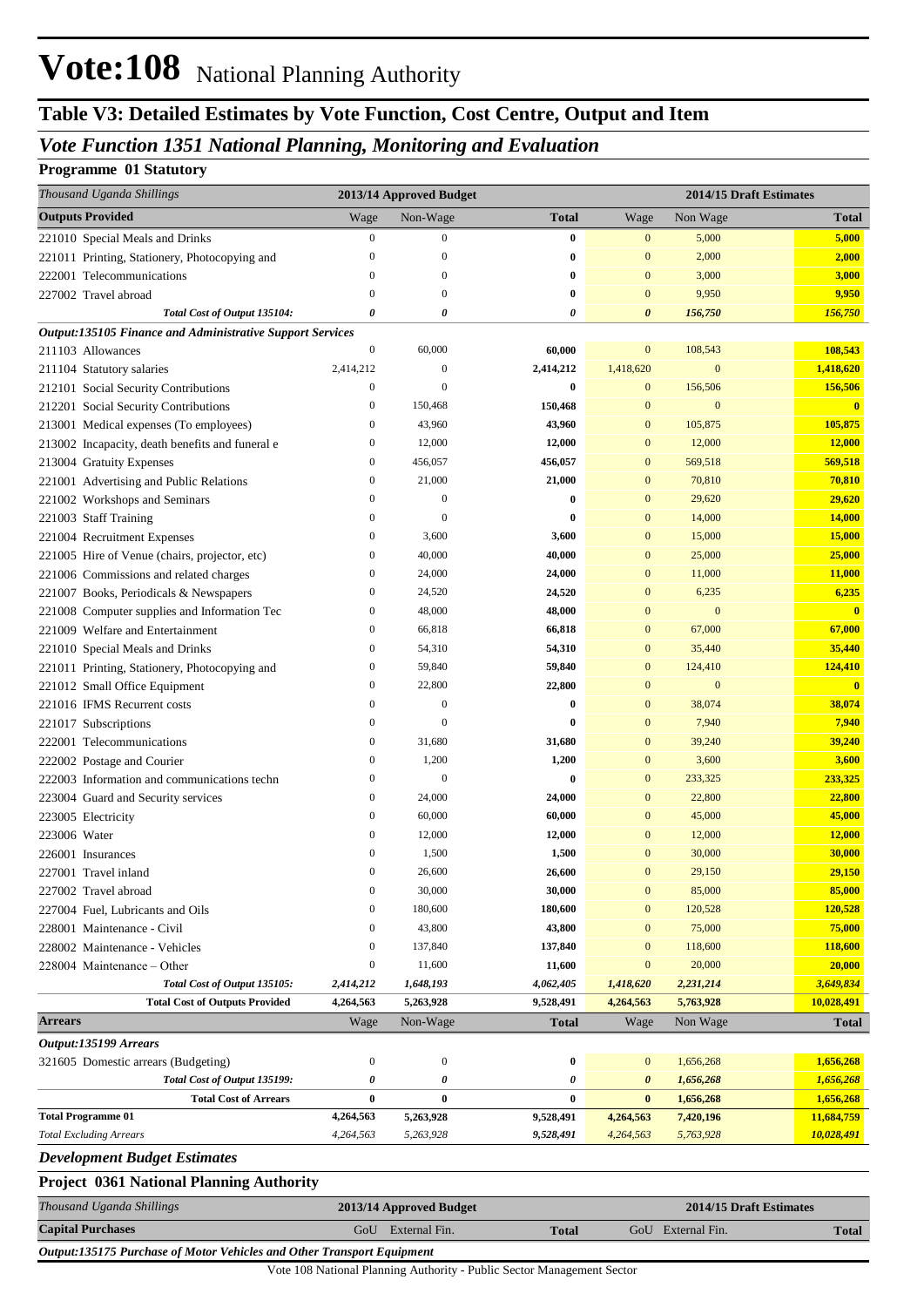# Vote:108 National Planning Authority

## Table V3: Detailed Estimates by Vote Function, Cost Centre, Output and Item

### *Vote Function 1351 National Planning, Monitoring and Evaluation*

**Programme 01 Statutory**

| *Thousand Uganda Shillings* | 2013/14 Approved Budget | | | 2014/15 Draft Estimates | | |
|---|---|---|---|---|---|---|
| **Outputs Provided** | Wage | Non-Wage | **Total** | Wage | Non Wage | **Total** |
| 221010 Special Meals and Drinks | 0 | 0 | **0** | 0 | 5,000 | **5,000** |
| 221011 Printing, Stationery, Photocopying and | 0 | 0 | **0** | 0 | 2,000 | **2,000** |
| 222001 Telecommunications | 0 | 0 | **0** | 0 | 3,000 | **3,000** |
| 227002 Travel abroad | 0 | 0 | **0** | 0 | 9,950 | **9,950** |
| ***Total Cost of Output 135104:*** | ***0*** | ***0*** | ***0*** | ***0*** | ***156,750*** | ***156,750*** |
| ***Output:135105 Finance and Administrative Support Services*** | | | | | | |
| 211103 Allowances | 0 | 60,000 | **60,000** | 0 | 108,543 | **108,543** |
| 211104 Statutory salaries | 2,414,212 | 0 | **2,414,212** | 1,418,620 | 0 | **1,418,620** |
| 212101 Social Security Contributions | 0 | 0 | **0** | 0 | 156,506 | **156,506** |
| 212201 Social Security Contributions | 0 | 150,468 | **150,468** | 0 | 0 | **0** |
| 213001 Medical expenses (To employees) | 0 | 43,960 | **43,960** | 0 | 105,875 | **105,875** |
| 213002 Incapacity, death benefits and funeral e | 0 | 12,000 | **12,000** | 0 | 12,000 | **12,000** |
| 213004 Gratuity Expenses | 0 | 456,057 | **456,057** | 0 | 569,518 | **569,518** |
| 221001 Advertising and Public Relations | 0 | 21,000 | **21,000** | 0 | 70,810 | **70,810** |
| 221002 Workshops and Seminars | 0 | 0 | **0** | 0 | 29,620 | **29,620** |
| 221003 Staff Training | 0 | 0 | **0** | 0 | 14,000 | **14,000** |
| 221004 Recruitment Expenses | 0 | 3,600 | **3,600** | 0 | 15,000 | **15,000** |
| 221005 Hire of Venue (chairs, projector, etc) | 0 | 40,000 | **40,000** | 0 | 25,000 | **25,000** |
| 221006 Commissions and related charges | 0 | 24,000 | **24,000** | 0 | 11,000 | **11,000** |
| 221007 Books, Periodicals & Newspapers | 0 | 24,520 | **24,520** | 0 | 6,235 | **6,235** |
| 221008 Computer supplies and Information Tec | 0 | 48,000 | **48,000** | 0 | 0 | **0** |
| 221009 Welfare and Entertainment | 0 | 66,818 | **66,818** | 0 | 67,000 | **67,000** |
| 221010 Special Meals and Drinks | 0 | 54,310 | **54,310** | 0 | 35,440 | **35,440** |
| 221011 Printing, Stationery, Photocopying and | 0 | 59,840 | **59,840** | 0 | 124,410 | **124,410** |
| 221012 Small Office Equipment | 0 | 22,800 | **22,800** | 0 | 0 | **0** |
| 221016 IFMS Recurrent costs | 0 | 0 | **0** | 0 | 38,074 | **38,074** |
| 221017 Subscriptions | 0 | 0 | **0** | 0 | 7,940 | **7,940** |
| 222001 Telecommunications | 0 | 31,680 | **31,680** | 0 | 39,240 | **39,240** |
| 222002 Postage and Courier | 0 | 1,200 | **1,200** | 0 | 3,600 | **3,600** |
| 222003 Information and communications techn | 0 | 0 | **0** | 0 | 233,325 | **233,325** |
| 223004 Guard and Security services | 0 | 24,000 | **24,000** | 0 | 22,800 | **22,800** |
| 223005 Electricity | 0 | 60,000 | **60,000** | 0 | 45,000 | **45,000** |
| 223006 Water | 0 | 12,000 | **12,000** | 0 | 12,000 | **12,000** |
| 226001 Insurances | 0 | 1,500 | **1,500** | 0 | 30,000 | **30,000** |
| 227001 Travel inland | 0 | 26,600 | **26,600** | 0 | 29,150 | **29,150** |
| 227002 Travel abroad | 0 | 30,000 | **30,000** | 0 | 85,000 | **85,000** |
| 227004 Fuel, Lubricants and Oils | 0 | 180,600 | **180,600** | 0 | 120,528 | **120,528** |
| 228001 Maintenance - Civil | 0 | 43,800 | **43,800** | 0 | 75,000 | **75,000** |
| 228002 Maintenance - Vehicles | 0 | 137,840 | **137,840** | 0 | 118,600 | **118,600** |
| 228004 Maintenance – Other | 0 | 11,600 | **11,600** | 0 | 20,000 | **20,000** |
| ***Total Cost of Output 135105:*** | ***2,414,212*** | ***1,648,193*** | ***4,062,405*** | ***1,418,620*** | ***2,231,214*** | ***3,649,834*** |
| **Total Cost of Outputs Provided** | **4,264,563** | **5,263,928** | **9,528,491** | **4,264,563** | **5,763,928** | **10,028,491** |
| **Arrears** | Wage | Non-Wage | **Total** | Wage | Non Wage | **Total** |
| ***Output:135199 Arrears*** | | | | | | |
| 321605 Domestic arrears (Budgeting) | 0 | 0 | **0** | 0 | 1,656,268 | **1,656,268** |
| ***Total Cost of Output 135199:*** | ***0*** | ***0*** | ***0*** | ***0*** | ***1,656,268*** | ***1,656,268*** |
| **Total Cost of Arrears** | **0** | **0** | **0** | **0** | **1,656,268** | **1,656,268** |
| **Total Programme 01** | **4,264,563** | **5,263,928** | **9,528,491** | **4,264,563** | **7,420,196** | **11,684,759** |
| *Total Excluding Arrears* | *4,264,563* | *5,263,928* | *9,528,491* | *4,264,563* | *5,763,928* | *10,028,491* |

***Development Budget Estimates***

**Project 0361 National Planning Authority**

| *Thousand Uganda Shillings* | 2013/14 Approved Budget | | | 2014/15 Draft Estimates | | |
|---|---|---|---|---|---|---|
| **Capital Purchases** | GoU | External Fin. | **Total** | GoU | External Fin. | **Total** |
| ***Output:135175 Purchase of Motor Vehicles and Other Transport Equipment*** | | | | | | |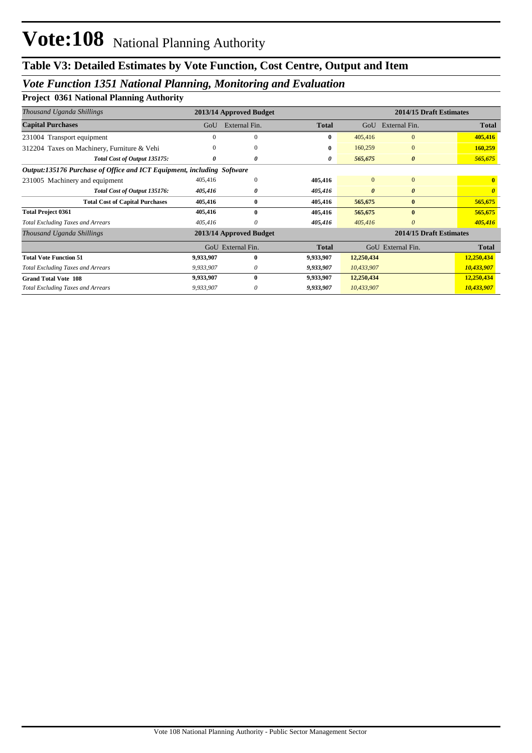# Vote:108 National Planning Authority

## Table V3: Detailed Estimates by Vote Function, Cost Centre, Output and Item

### *Vote Function 1351 National Planning, Monitoring and Evaluation*

**Project 0361 National Planning Authority**

| *Thousand Uganda Shillings* | 2013/14 Approved Budget | | | 2014/15 Draft Estimates | | |
|---|---|---|---|---|---|---|
| **Capital Purchases** | GoU | External Fin. | **Total** | GoU | External Fin. | **Total** |
| 231004 Transport equipment | 0 | 0 | **0** | 405,416 | 0 | **405,416** |
| 312204 Taxes on Machinery, Furniture & Vehi | 0 | 0 | **0** | 160,259 | 0 | **160,259** |
| ***Total Cost of Output 135175:*** | ***0*** | ***0*** | ***0*** | ***565,675*** | ***0*** | ***565,675*** |
| ***Output:135176 Purchase of Office and ICT Equipment, including Software*** | | | | | | |
| 231005 Machinery and equipment | 405,416 | 0 | **405,416** | 0 | 0 | **0** |
| ***Total Cost of Output 135176:*** | ***405,416*** | ***0*** | ***405,416*** | ***0*** | ***0*** | ***0*** |
| **Total Cost of Capital Purchases** | **405,416** | **0** | **405,416** | **565,675** | **0** | **565,675** |
| **Total Project 0361** | **405,416** | **0** | **405,416** | **565,675** | **0** | **565,675** |
| *Total Excluding Taxes and Arrears* | *405,416* | *0* | *405,416* | *405,416* | *0* | *405,416* |

| *Thousand Uganda Shillings* | 2013/14 Approved Budget | | | 2014/15 Draft Estimates | | |
|---|---|---|---|---|---|---|
| | GoU | External Fin. | **Total** | GoU | External Fin. | **Total** |
| **Total Vote Function 51** | **9,933,907** | **0** | **9,933,907** | **12,250,434** | | **12,250,434** |
| *Total Excluding Taxes and Arrears* | *9,933,907* | *0* | *9,933,907* | *10,433,907* | | *10,433,907* |
| **Grand Total Vote 108** | **9,933,907** | **0** | **9,933,907** | **12,250,434** | | **12,250,434** |
| *Total Excluding Taxes and Arrears* | *9,933,907* | *0* | *9,933,907* | *10,433,907* | | *10,433,907* |